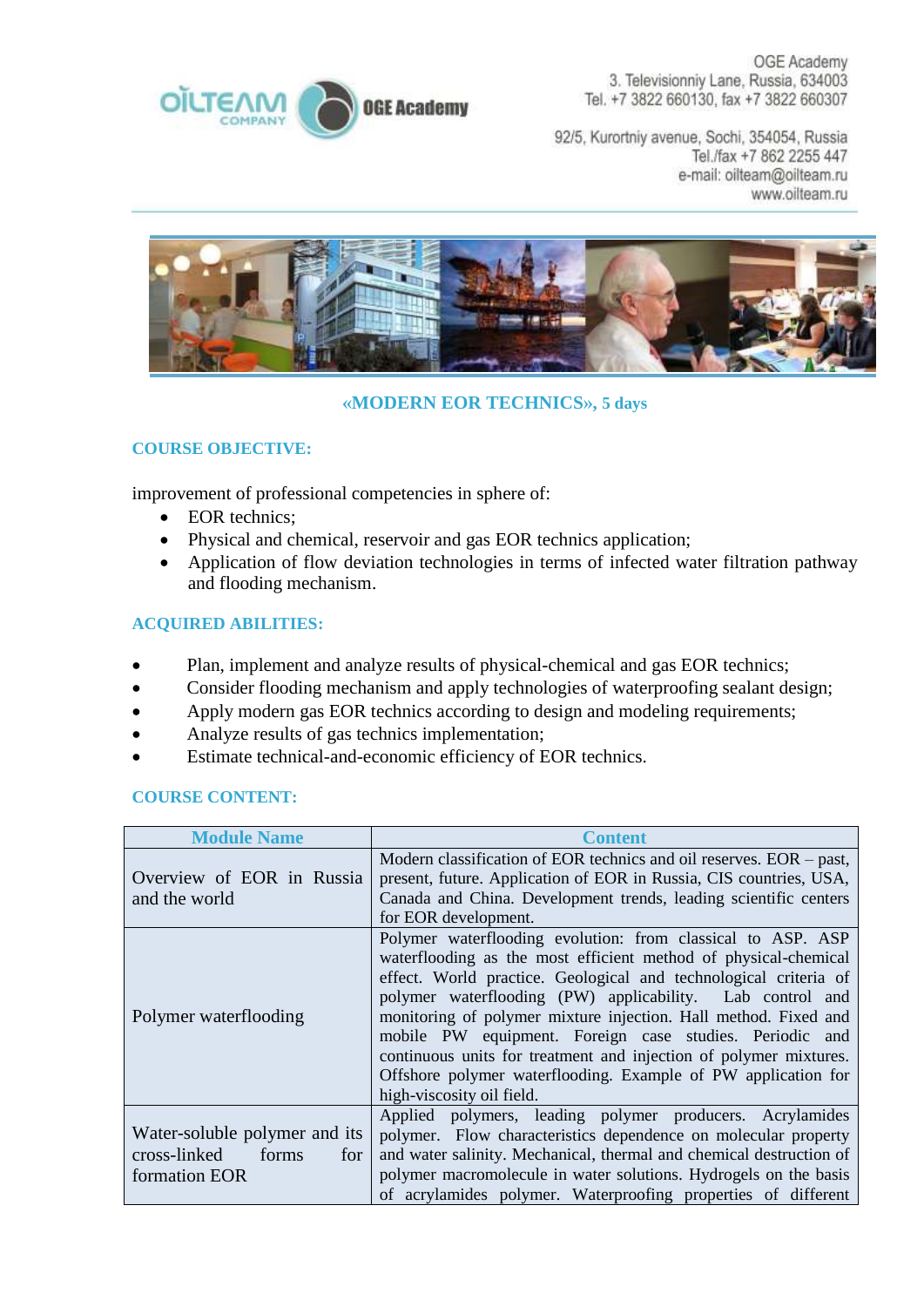OGE Academy
3. Televisionniy Lane, Russia, 634003
Tel. +7 3822 660130, fax +7 3822 660307

92/5, Kurortniy avenue, Sochi, 354054, Russia
Tel./fax +7 862 2255 447
e-mail: oilteam@oilteam.ru
www.oilteam.ru

## «MODERN EOR TECHNICS», 5 days

### COURSE OBJECTIVE:

improvement of professional competencies in sphere of:

- EOR technics;
- Physical and chemical, reservoir and gas EOR technics application;
- Application of flow deviation technologies in terms of infected water filtration pathway and flooding mechanism.

### ACQUIRED ABILITIES:

- Plan, implement and analyze results of physical-chemical and gas EOR technics;
- Consider flooding mechanism and apply technologies of waterproofing sealant design;
- Apply modern gas EOR technics according to design and modeling requirements;
- Analyze results of gas technics implementation;
- Estimate technical-and-economic efficiency of EOR technics.

### COURSE CONTENT:

| Module Name | Content |
|---|---|
| Overview of EOR in Russia and the world | Modern classification of EOR technics and oil reserves. EOR – past, present, future. Application of EOR in Russia, CIS countries, USA, Canada and China. Development trends, leading scientific centers for EOR development. |
| Polymer waterflooding | Polymer waterflooding evolution: from classical to ASP. ASP waterflooding as the most efficient method of physical-chemical effect. World practice. Geological and technological criteria of polymer waterflooding (PW) applicability. Lab control and monitoring of polymer mixture injection. Hall method. Fixed and mobile PW equipment. Foreign case studies. Periodic and continuous units for treatment and injection of polymer mixtures. Offshore polymer waterflooding. Example of PW application for high-viscosity oil field. |
| Water-soluble polymer and its cross-linked forms for formation EOR | Applied polymers, leading polymer producers. Acrylamides polymer. Flow characteristics dependence on molecular property and water salinity. Mechanical, thermal and chemical destruction of polymer macromolecule in water solutions. Hydrogels on the basis of acrylamides polymer. Waterproofing properties of different |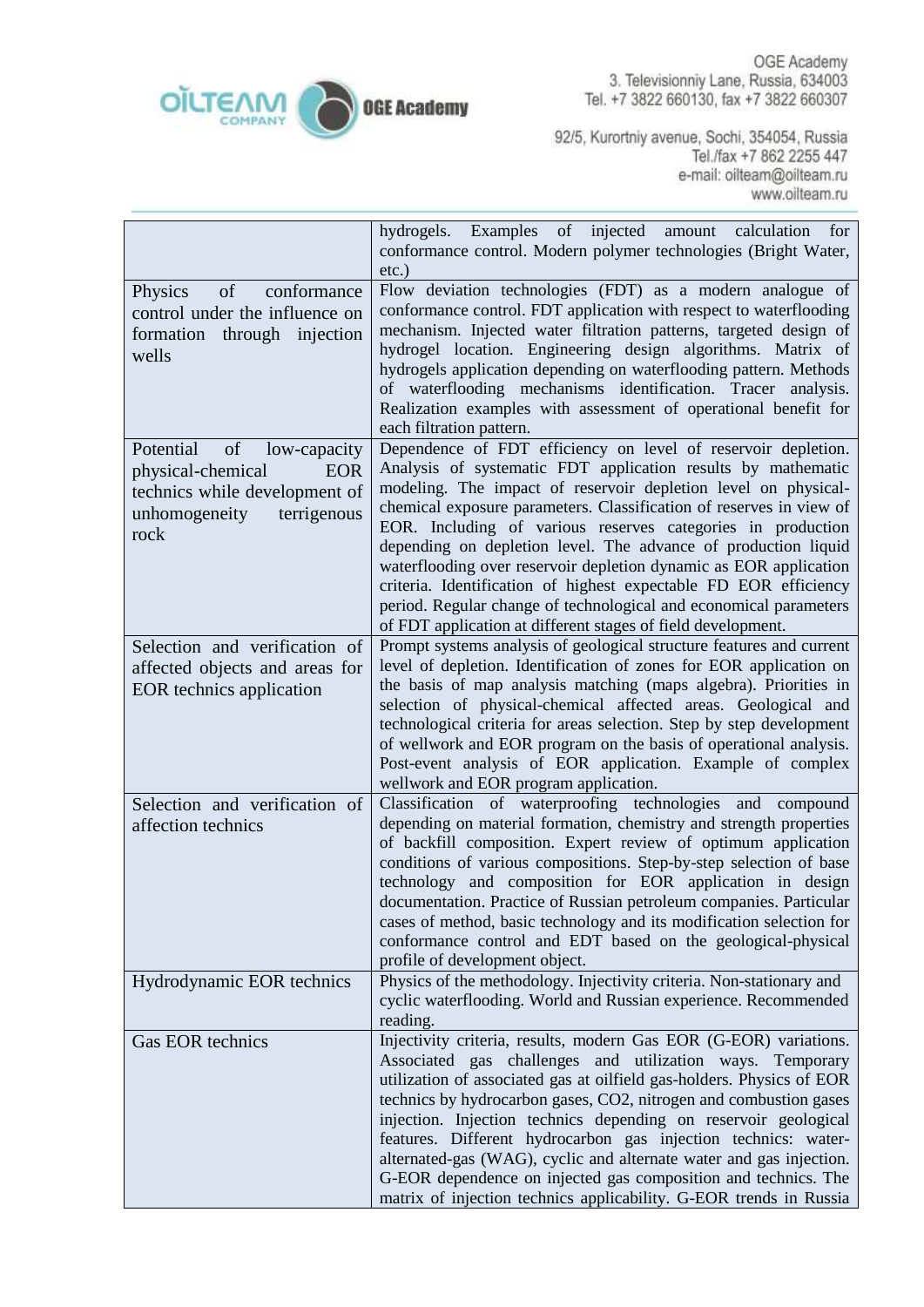| | |
|---|---|
| | hydrogels. Examples of injected amount calculation for conformance control. Modern polymer technologies (Bright Water, etc.) |
| Physics of conformance control under the influence on formation through injection wells | Flow deviation technologies (FDT) as a modern analogue of conformance control. FDT application with respect to waterflooding mechanism. Injected water filtration patterns, targeted design of hydrogel location. Engineering design algorithms. Matrix of hydrogels application depending on waterflooding pattern. Methods of waterflooding mechanisms identification. Tracer analysis. Realization examples with assessment of operational benefit for each filtration pattern. |
| Potential of low-capacity physical-chemical EOR technics while development of unhomogeneity terrigenous rock | Dependence of FDT efficiency on level of reservoir depletion. Analysis of systematic FDT application results by mathematic modeling. The impact of reservoir depletion level on physical-chemical exposure parameters. Classification of reserves in view of EOR. Including of various reserves categories in production depending on depletion level. The advance of production liquid waterflooding over reservoir depletion dynamic as EOR application criteria. Identification of highest expectable FD EOR efficiency period. Regular change of technological and economical parameters of FDT application at different stages of field development. |
| Selection and verification of affected objects and areas for EOR technics application | Prompt systems analysis of geological structure features and current level of depletion. Identification of zones for EOR application on the basis of map analysis matching (maps algebra). Priorities in selection of physical-chemical affected areas. Geological and technological criteria for areas selection. Step by step development of wellwork and EOR program on the basis of operational analysis. Post-event analysis of EOR application. Example of complex wellwork and EOR program application. |
| Selection and verification of affection technics | Classification of waterproofing technologies and compound depending on material formation, chemistry and strength properties of backfill composition. Expert review of optimum application conditions of various compositions. Step-by-step selection of base technology and composition for EOR application in design documentation. Practice of Russian petroleum companies. Particular cases of method, basic technology and its modification selection for conformance control and EDT based on the geological-physical profile of development object. |
| Hydrodynamic EOR technics | Physics of the methodology. Injectivity criteria. Non-stationary and cyclic waterflooding. World and Russian experience. Recommended reading. |
| Gas EOR technics | Injectivity criteria, results, modern Gas EOR (G-EOR) variations. Associated gas challenges and utilization ways. Temporary utilization of associated gas at oilfield gas-holders. Physics of EOR technics by hydrocarbon gases, CO2, nitrogen and combustion gases injection. Injection technics depending on reservoir geological features. Different hydrocarbon gas injection technics: water-alternated-gas (WAG), cyclic and alternate water and gas injection. G-EOR dependence on injected gas composition and technics. The matrix of injection technics applicability. G-EOR trends in Russia |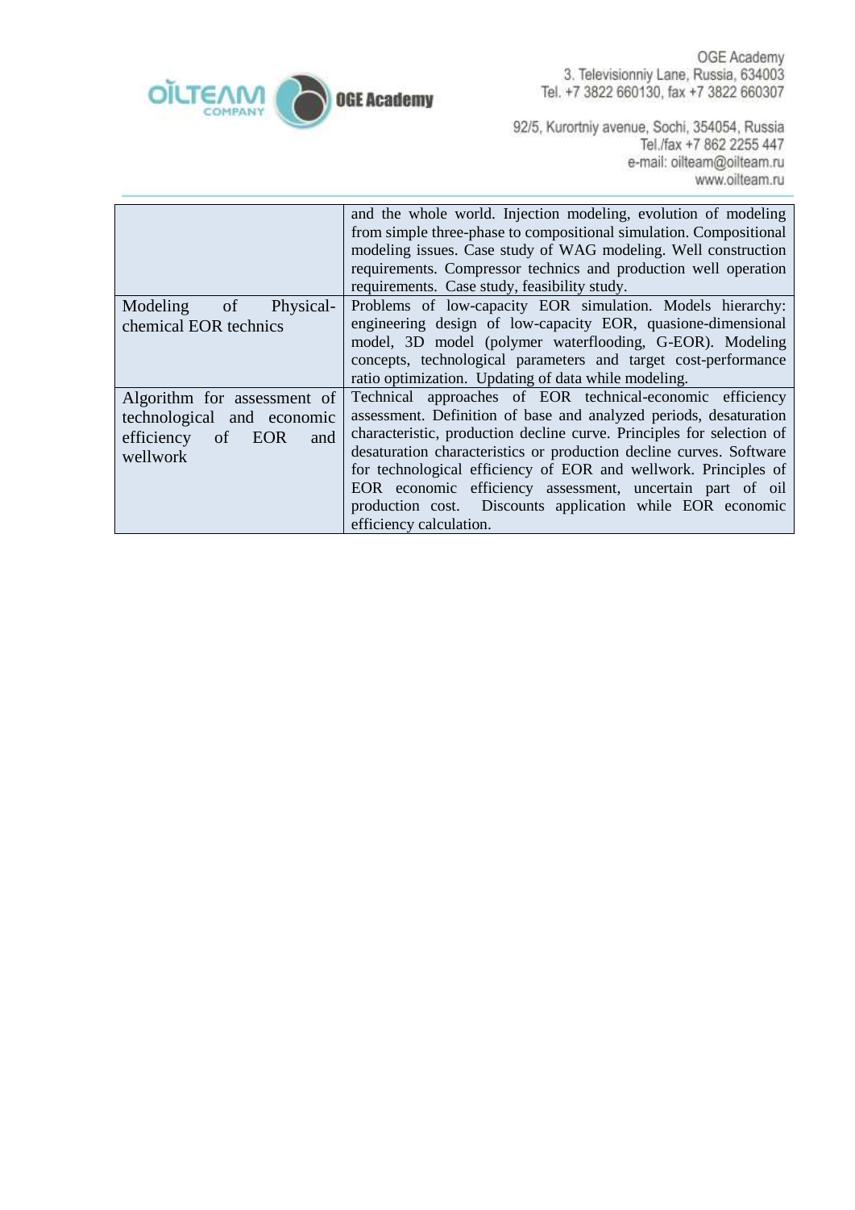| | |
|---|---|
| | and the whole world. Injection modeling, evolution of modeling from simple three-phase to compositional simulation. Compositional modeling issues. Case study of WAG modeling. Well construction requirements. Compressor technics and production well operation requirements. Case study, feasibility study. |
| Modeling of Physical-chemical EOR technics | Problems of low-capacity EOR simulation. Models hierarchy: engineering design of low-capacity EOR, quasione-dimensional model, 3D model (polymer waterflooding, G-EOR). Modeling concepts, technological parameters and target cost-performance ratio optimization. Updating of data while modeling. |
| Algorithm for assessment of technological and economic efficiency of EOR and wellwork | Technical approaches of EOR technical-economic efficiency assessment. Definition of base and analyzed periods, desaturation characteristic, production decline curve. Principles for selection of desaturation characteristics or production decline curves. Software for technological efficiency of EOR and wellwork. Principles of EOR economic efficiency assessment, uncertain part of oil production cost. Discounts application while EOR economic efficiency calculation. |